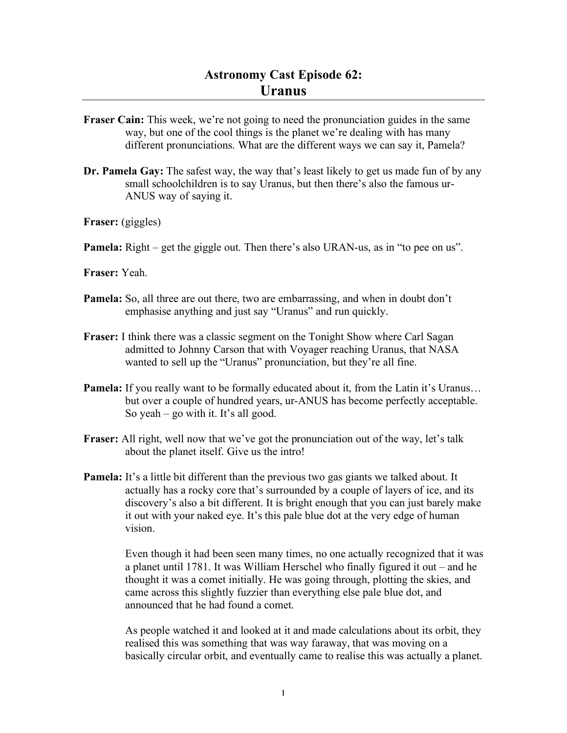# Astronomy Cast Episode 62:
## Uranus

**Fraser Cain:** This week, we're not going to need the pronunciation guides in the same way, but one of the cool things is the planet we're dealing with has many different pronunciations. What are the different ways we can say it, Pamela?

**Dr. Pamela Gay:** The safest way, the way that's least likely to get us made fun of by any small schoolchildren is to say Uranus, but then there's also the famous ur-ANUS way of saying it.

**Fraser:** (giggles)

**Pamela:** Right – get the giggle out. Then there's also URAN-us, as in "to pee on us".

**Fraser:** Yeah.

**Pamela:** So, all three are out there, two are embarrassing, and when in doubt don't emphasise anything and just say "Uranus" and run quickly.

**Fraser:** I think there was a classic segment on the Tonight Show where Carl Sagan admitted to Johnny Carson that with Voyager reaching Uranus, that NASA wanted to sell up the "Uranus" pronunciation, but they're all fine.

**Pamela:** If you really want to be formally educated about it, from the Latin it's Uranus… but over a couple of hundred years, ur-ANUS has become perfectly acceptable. So yeah – go with it. It's all good.

**Fraser:** All right, well now that we've got the pronunciation out of the way, let's talk about the planet itself. Give us the intro!

**Pamela:** It's a little bit different than the previous two gas giants we talked about. It actually has a rocky core that's surrounded by a couple of layers of ice, and its discovery's also a bit different. It is bright enough that you can just barely make it out with your naked eye. It's this pale blue dot at the very edge of human vision.

Even though it had been seen many times, no one actually recognized that it was a planet until 1781. It was William Herschel who finally figured it out – and he thought it was a comet initially. He was going through, plotting the skies, and came across this slightly fuzzier than everything else pale blue dot, and announced that he had found a comet.

As people watched it and looked at it and made calculations about its orbit, they realised this was something that was way faraway, that was moving on a basically circular orbit, and eventually came to realise this was actually a planet.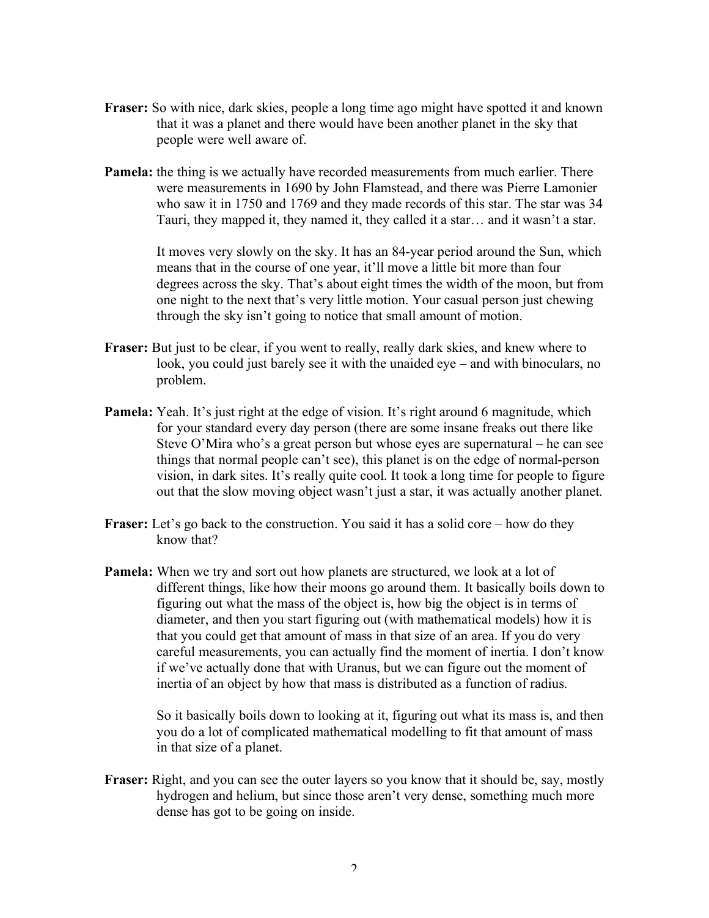**Fraser:** So with nice, dark skies, people a long time ago might have spotted it and known that it was a planet and there would have been another planet in the sky that people were well aware of.

**Pamela:** the thing is we actually have recorded measurements from much earlier. There were measurements in 1690 by John Flamstead, and there was Pierre Lamonier who saw it in 1750 and 1769 and they made records of this star. The star was 34 Tauri, they mapped it, they named it, they called it a star… and it wasn't a star.

It moves very slowly on the sky. It has an 84-year period around the Sun, which means that in the course of one year, it'll move a little bit more than four degrees across the sky. That's about eight times the width of the moon, but from one night to the next that's very little motion. Your casual person just chewing through the sky isn't going to notice that small amount of motion.

**Fraser:** But just to be clear, if you went to really, really dark skies, and knew where to look, you could just barely see it with the unaided eye – and with binoculars, no problem.

**Pamela:** Yeah. It's just right at the edge of vision. It's right around 6 magnitude, which for your standard every day person (there are some insane freaks out there like Steve O'Mira who's a great person but whose eyes are supernatural – he can see things that normal people can't see), this planet is on the edge of normal-person vision, in dark sites. It's really quite cool. It took a long time for people to figure out that the slow moving object wasn't just a star, it was actually another planet.

**Fraser:** Let's go back to the construction. You said it has a solid core – how do they know that?

**Pamela:** When we try and sort out how planets are structured, we look at a lot of different things, like how their moons go around them. It basically boils down to figuring out what the mass of the object is, how big the object is in terms of diameter, and then you start figuring out (with mathematical models) how it is that you could get that amount of mass in that size of an area. If you do very careful measurements, you can actually find the moment of inertia. I don't know if we've actually done that with Uranus, but we can figure out the moment of inertia of an object by how that mass is distributed as a function of radius.

So it basically boils down to looking at it, figuring out what its mass is, and then you do a lot of complicated mathematical modelling to fit that amount of mass in that size of a planet.

**Fraser:** Right, and you can see the outer layers so you know that it should be, say, mostly hydrogen and helium, but since those aren't very dense, something much more dense has got to be going on inside.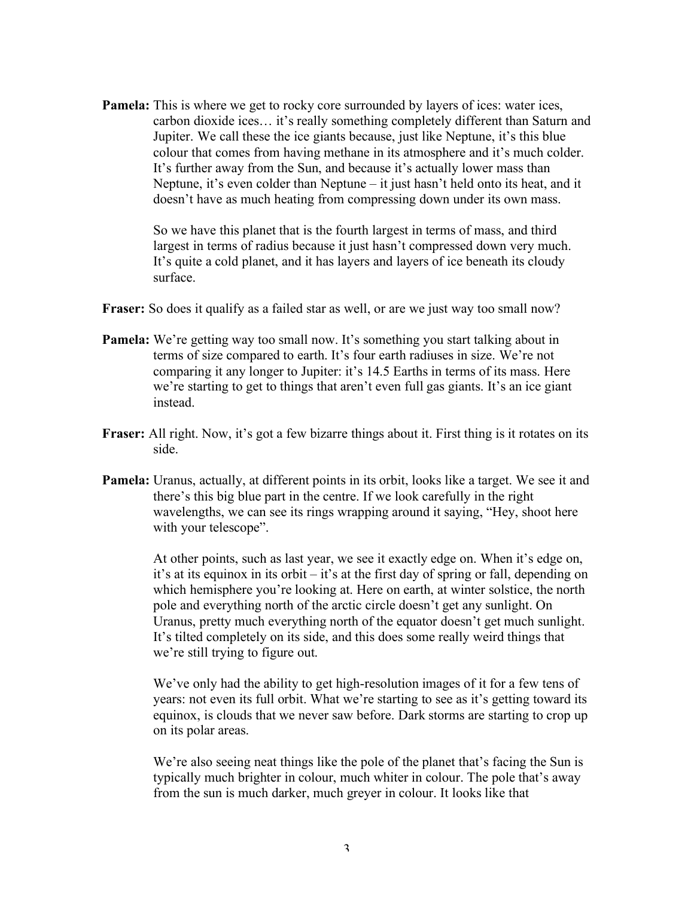**Pamela:** This is where we get to rocky core surrounded by layers of ices: water ices, carbon dioxide ices… it's really something completely different than Saturn and Jupiter. We call these the ice giants because, just like Neptune, it's this blue colour that comes from having methane in its atmosphere and it's much colder. It's further away from the Sun, and because it's actually lower mass than Neptune, it's even colder than Neptune – it just hasn't held onto its heat, and it doesn't have as much heating from compressing down under its own mass.

So we have this planet that is the fourth largest in terms of mass, and third largest in terms of radius because it just hasn't compressed down very much. It's quite a cold planet, and it has layers and layers of ice beneath its cloudy surface.

**Fraser:** So does it qualify as a failed star as well, or are we just way too small now?

**Pamela:** We're getting way too small now. It's something you start talking about in terms of size compared to earth. It's four earth radiuses in size. We're not comparing it any longer to Jupiter: it's 14.5 Earths in terms of its mass. Here we're starting to get to things that aren't even full gas giants. It's an ice giant instead.

**Fraser:** All right. Now, it's got a few bizarre things about it. First thing is it rotates on its side.

**Pamela:** Uranus, actually, at different points in its orbit, looks like a target. We see it and there's this big blue part in the centre. If we look carefully in the right wavelengths, we can see its rings wrapping around it saying, "Hey, shoot here with your telescope".

At other points, such as last year, we see it exactly edge on. When it's edge on, it's at its equinox in its orbit – it's at the first day of spring or fall, depending on which hemisphere you're looking at. Here on earth, at winter solstice, the north pole and everything north of the arctic circle doesn't get any sunlight. On Uranus, pretty much everything north of the equator doesn't get much sunlight. It's tilted completely on its side, and this does some really weird things that we're still trying to figure out.

We've only had the ability to get high-resolution images of it for a few tens of years: not even its full orbit. What we're starting to see as it's getting toward its equinox, is clouds that we never saw before. Dark storms are starting to crop up on its polar areas.

We're also seeing neat things like the pole of the planet that's facing the Sun is typically much brighter in colour, much whiter in colour. The pole that's away from the sun is much darker, much greyer in colour. It looks like that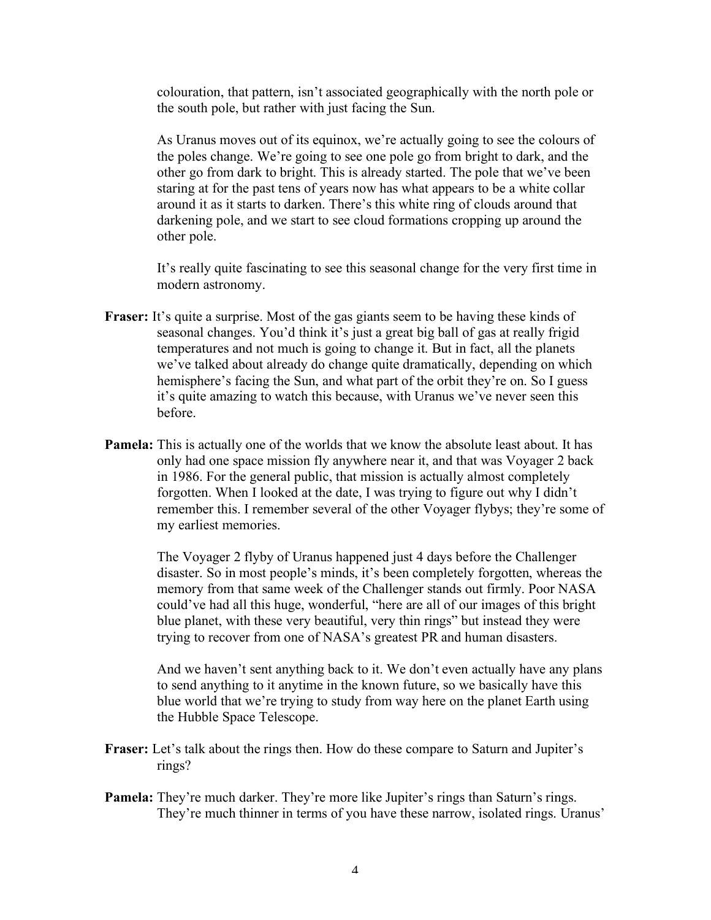colouration, that pattern, isn't associated geographically with the north pole or the south pole, but rather with just facing the Sun.

As Uranus moves out of its equinox, we're actually going to see the colours of the poles change. We're going to see one pole go from bright to dark, and the other go from dark to bright. This is already started. The pole that we've been staring at for the past tens of years now has what appears to be a white collar around it as it starts to darken. There's this white ring of clouds around that darkening pole, and we start to see cloud formations cropping up around the other pole.

It's really quite fascinating to see this seasonal change for the very first time in modern astronomy.

**Fraser:** It's quite a surprise. Most of the gas giants seem to be having these kinds of seasonal changes. You'd think it's just a great big ball of gas at really frigid temperatures and not much is going to change it. But in fact, all the planets we've talked about already do change quite dramatically, depending on which hemisphere's facing the Sun, and what part of the orbit they're on. So I guess it's quite amazing to watch this because, with Uranus we've never seen this before.

**Pamela:** This is actually one of the worlds that we know the absolute least about. It has only had one space mission fly anywhere near it, and that was Voyager 2 back in 1986. For the general public, that mission is actually almost completely forgotten. When I looked at the date, I was trying to figure out why I didn't remember this. I remember several of the other Voyager flybys; they're some of my earliest memories.

The Voyager 2 flyby of Uranus happened just 4 days before the Challenger disaster. So in most people's minds, it's been completely forgotten, whereas the memory from that same week of the Challenger stands out firmly. Poor NASA could've had all this huge, wonderful, "here are all of our images of this bright blue planet, with these very beautiful, very thin rings" but instead they were trying to recover from one of NASA's greatest PR and human disasters.

And we haven't sent anything back to it. We don't even actually have any plans to send anything to it anytime in the known future, so we basically have this blue world that we're trying to study from way here on the planet Earth using the Hubble Space Telescope.

**Fraser:** Let's talk about the rings then. How do these compare to Saturn and Jupiter's rings?

**Pamela:** They're much darker. They're more like Jupiter's rings than Saturn's rings. They're much thinner in terms of you have these narrow, isolated rings. Uranus'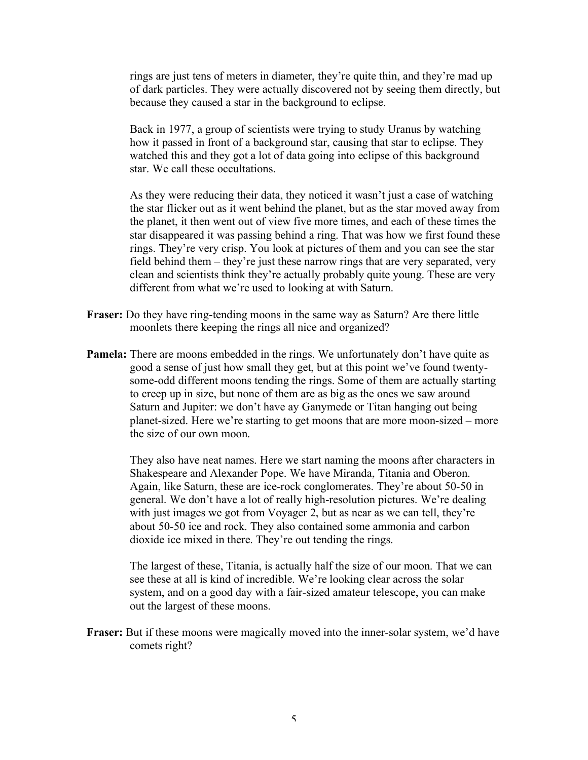rings are just tens of meters in diameter, they're quite thin, and they're mad up of dark particles. They were actually discovered not by seeing them directly, but because they caused a star in the background to eclipse.

Back in 1977, a group of scientists were trying to study Uranus by watching how it passed in front of a background star, causing that star to eclipse. They watched this and they got a lot of data going into eclipse of this background star. We call these occultations.

As they were reducing their data, they noticed it wasn't just a case of watching the star flicker out as it went behind the planet, but as the star moved away from the planet, it then went out of view five more times, and each of these times the star disappeared it was passing behind a ring. That was how we first found these rings. They're very crisp. You look at pictures of them and you can see the star field behind them – they're just these narrow rings that are very separated, very clean and scientists think they're actually probably quite young. These are very different from what we're used to looking at with Saturn.

**Fraser:** Do they have ring-tending moons in the same way as Saturn? Are there little moonlets there keeping the rings all nice and organized?

**Pamela:** There are moons embedded in the rings. We unfortunately don't have quite as good a sense of just how small they get, but at this point we've found twenty-some-odd different moons tending the rings. Some of them are actually starting to creep up in size, but none of them are as big as the ones we saw around Saturn and Jupiter: we don't have ay Ganymede or Titan hanging out being planet-sized. Here we're starting to get moons that are more moon-sized – more the size of our own moon.

They also have neat names. Here we start naming the moons after characters in Shakespeare and Alexander Pope. We have Miranda, Titania and Oberon. Again, like Saturn, these are ice-rock conglomerates. They're about 50-50 in general. We don't have a lot of really high-resolution pictures. We're dealing with just images we got from Voyager 2, but as near as we can tell, they're about 50-50 ice and rock. They also contained some ammonia and carbon dioxide ice mixed in there. They're out tending the rings.

The largest of these, Titania, is actually half the size of our moon. That we can see these at all is kind of incredible. We're looking clear across the solar system, and on a good day with a fair-sized amateur telescope, you can make out the largest of these moons.

**Fraser:** But if these moons were magically moved into the inner-solar system, we'd have comets right?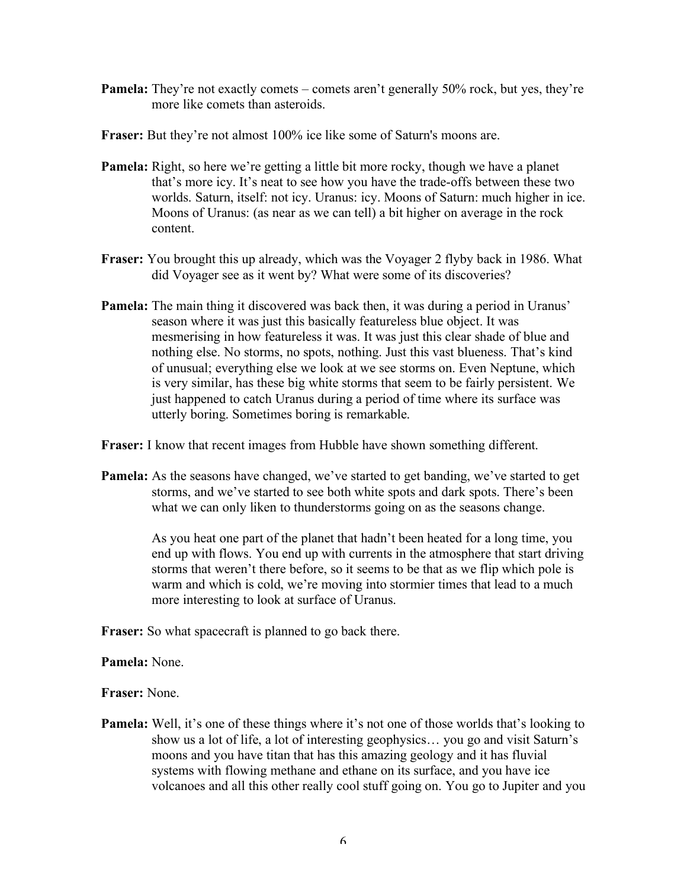**Pamela:** They're not exactly comets – comets aren't generally 50% rock, but yes, they're more like comets than asteroids.

**Fraser:** But they're not almost 100% ice like some of Saturn's moons are.

**Pamela:** Right, so here we're getting a little bit more rocky, though we have a planet that's more icy. It's neat to see how you have the trade-offs between these two worlds. Saturn, itself: not icy. Uranus: icy. Moons of Saturn: much higher in ice. Moons of Uranus: (as near as we can tell) a bit higher on average in the rock content.

**Fraser:** You brought this up already, which was the Voyager 2 flyby back in 1986. What did Voyager see as it went by? What were some of its discoveries?

**Pamela:** The main thing it discovered was back then, it was during a period in Uranus' season where it was just this basically featureless blue object. It was mesmerising in how featureless it was. It was just this clear shade of blue and nothing else. No storms, no spots, nothing. Just this vast blueness. That's kind of unusual; everything else we look at we see storms on. Even Neptune, which is very similar, has these big white storms that seem to be fairly persistent. We just happened to catch Uranus during a period of time where its surface was utterly boring. Sometimes boring is remarkable.

**Fraser:** I know that recent images from Hubble have shown something different.

**Pamela:** As the seasons have changed, we've started to get banding, we've started to get storms, and we've started to see both white spots and dark spots. There's been what we can only liken to thunderstorms going on as the seasons change.

As you heat one part of the planet that hadn't been heated for a long time, you end up with flows. You end up with currents in the atmosphere that start driving storms that weren't there before, so it seems to be that as we flip which pole is warm and which is cold, we're moving into stormier times that lead to a much more interesting to look at surface of Uranus.

**Fraser:** So what spacecraft is planned to go back there.

**Pamela:** None.

**Fraser:** None.

**Pamela:** Well, it's one of these things where it's not one of those worlds that's looking to show us a lot of life, a lot of interesting geophysics… you go and visit Saturn's moons and you have titan that has this amazing geology and it has fluvial systems with flowing methane and ethane on its surface, and you have ice volcanoes and all this other really cool stuff going on. You go to Jupiter and you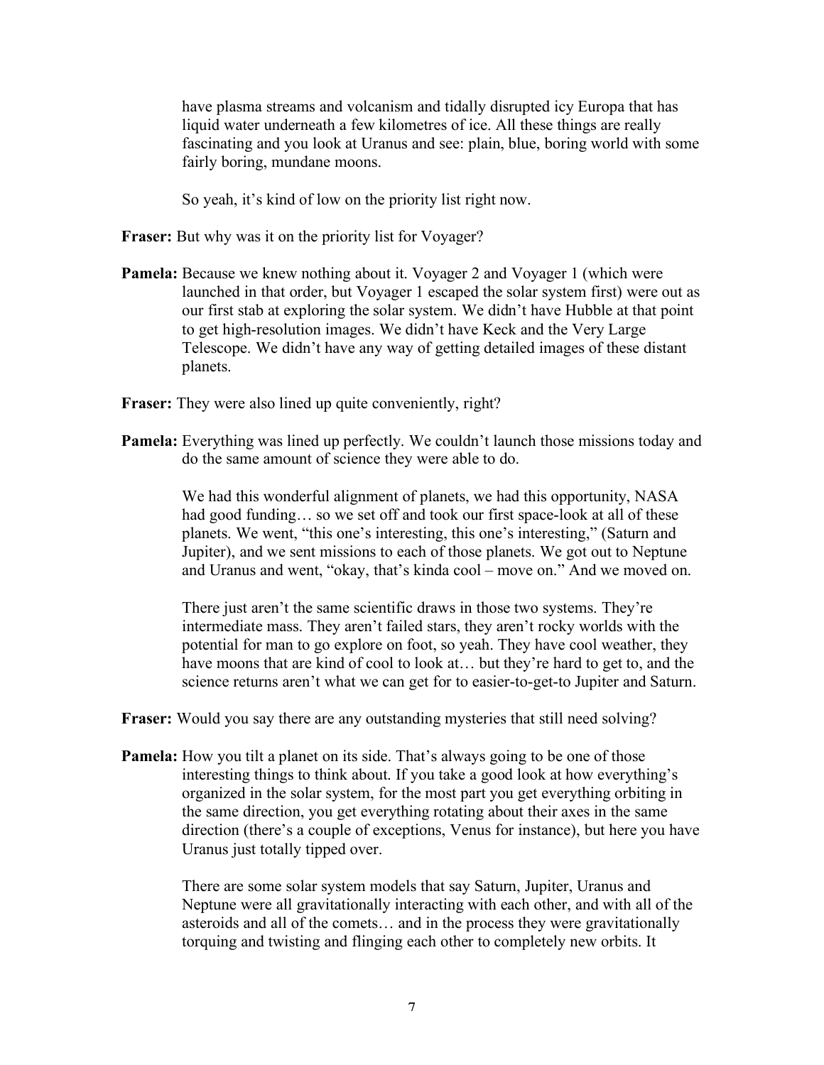have plasma streams and volcanism and tidally disrupted icy Europa that has liquid water underneath a few kilometres of ice. All these things are really fascinating and you look at Uranus and see: plain, blue, boring world with some fairly boring, mundane moons.

So yeah, it's kind of low on the priority list right now.

**Fraser:** But why was it on the priority list for Voyager?

**Pamela:** Because we knew nothing about it. Voyager 2 and Voyager 1 (which were launched in that order, but Voyager 1 escaped the solar system first) were out as our first stab at exploring the solar system. We didn't have Hubble at that point to get high-resolution images. We didn't have Keck and the Very Large Telescope. We didn't have any way of getting detailed images of these distant planets.

**Fraser:** They were also lined up quite conveniently, right?

**Pamela:** Everything was lined up perfectly. We couldn't launch those missions today and do the same amount of science they were able to do.

We had this wonderful alignment of planets, we had this opportunity, NASA had good funding… so we set off and took our first space-look at all of these planets. We went, "this one's interesting, this one's interesting," (Saturn and Jupiter), and we sent missions to each of those planets. We got out to Neptune and Uranus and went, "okay, that's kinda cool – move on." And we moved on.

There just aren't the same scientific draws in those two systems. They're intermediate mass. They aren't failed stars, they aren't rocky worlds with the potential for man to go explore on foot, so yeah. They have cool weather, they have moons that are kind of cool to look at… but they're hard to get to, and the science returns aren't what we can get for to easier-to-get-to Jupiter and Saturn.

**Fraser:** Would you say there are any outstanding mysteries that still need solving?

**Pamela:** How you tilt a planet on its side. That's always going to be one of those interesting things to think about. If you take a good look at how everything's organized in the solar system, for the most part you get everything orbiting in the same direction, you get everything rotating about their axes in the same direction (there's a couple of exceptions, Venus for instance), but here you have Uranus just totally tipped over.

There are some solar system models that say Saturn, Jupiter, Uranus and Neptune were all gravitationally interacting with each other, and with all of the asteroids and all of the comets… and in the process they were gravitationally torquing and twisting and flinging each other to completely new orbits. It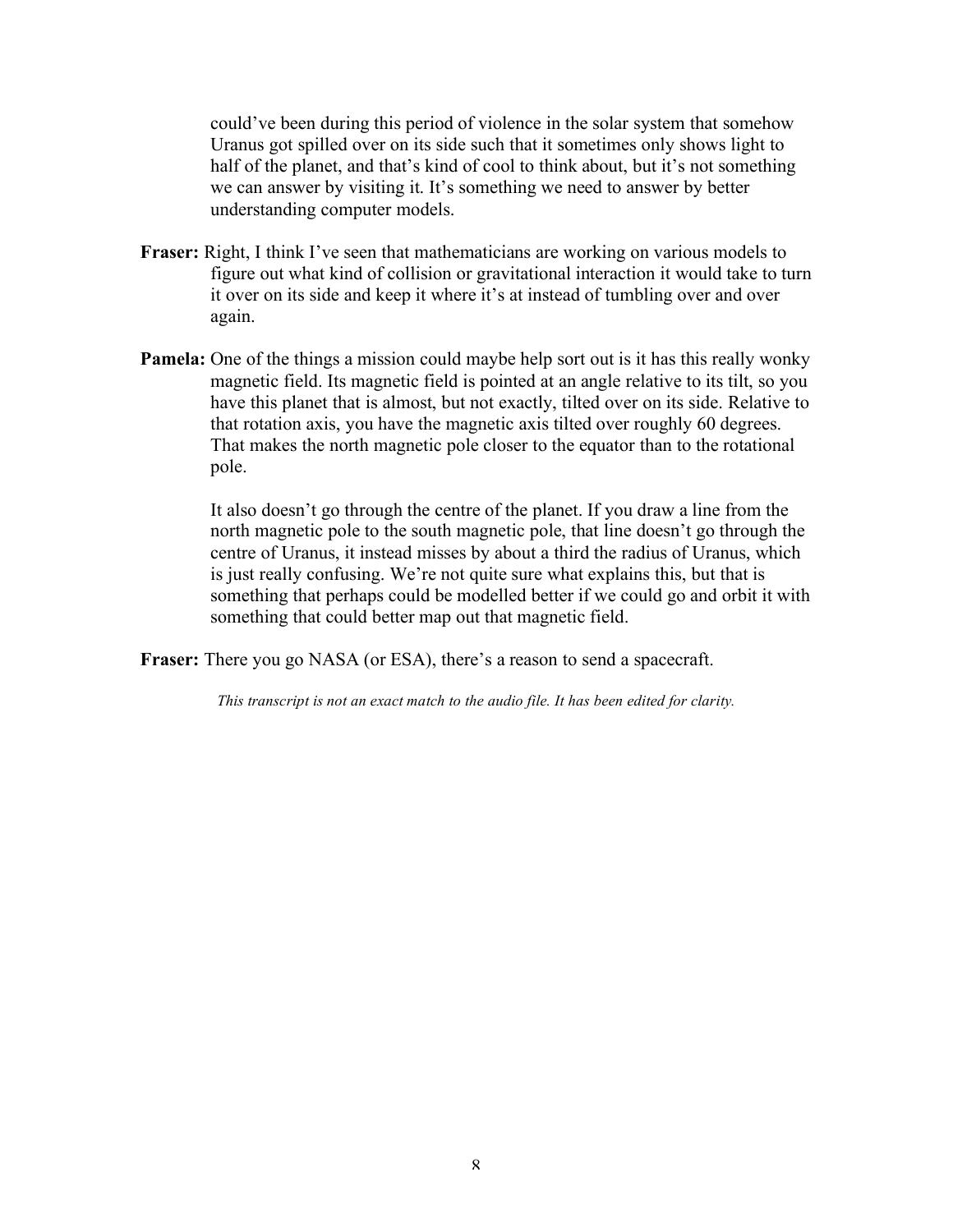could've been during this period of violence in the solar system that somehow Uranus got spilled over on its side such that it sometimes only shows light to half of the planet, and that's kind of cool to think about, but it's not something we can answer by visiting it. It's something we need to answer by better understanding computer models.

**Fraser:** Right, I think I've seen that mathematicians are working on various models to figure out what kind of collision or gravitational interaction it would take to turn it over on its side and keep it where it's at instead of tumbling over and over again.

**Pamela:** One of the things a mission could maybe help sort out is it has this really wonky magnetic field. Its magnetic field is pointed at an angle relative to its tilt, so you have this planet that is almost, but not exactly, tilted over on its side. Relative to that rotation axis, you have the magnetic axis tilted over roughly 60 degrees. That makes the north magnetic pole closer to the equator than to the rotational pole.

It also doesn't go through the centre of the planet. If you draw a line from the north magnetic pole to the south magnetic pole, that line doesn't go through the centre of Uranus, it instead misses by about a third the radius of Uranus, which is just really confusing. We're not quite sure what explains this, but that is something that perhaps could be modelled better if we could go and orbit it with something that could better map out that magnetic field.

**Fraser:** There you go NASA (or ESA), there's a reason to send a spacecraft.

*This transcript is not an exact match to the audio file. It has been edited for clarity.*